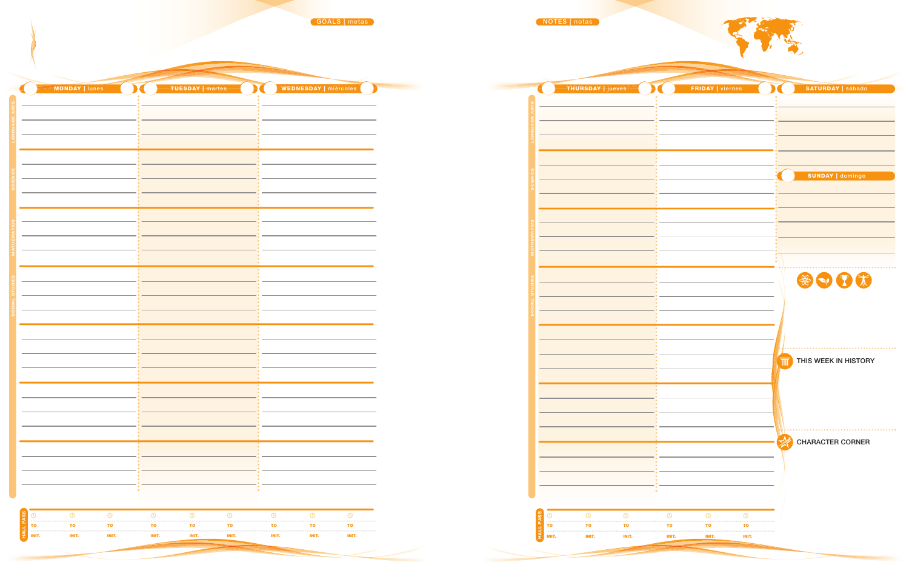GOALS | metas

| | MONDAY \| lunes | TUESDAY \| martes | WEDNESDAY \| miércoles |
|---|---|---|---|
| LANGUAGE ARTS | | | |
| SCIENCE | | | |
| MATHEMATICS | | | |
| SOCIAL STUDIES | | | |
| | | | |
| | | | |
| | | | |

HALL PASS

| | | | | | | | | |
|---|---|---|---|---|---|---|---|---|
| TO | TO | TO | TO | TO | TO | TO | TO | TO |
| INIT. | INIT. | INIT. | INIT. | INIT. | INIT. | INIT. | INIT. | INIT. |

NOTES | notas

| | THURSDAY \| jueves | FRIDAY \| viernes |
|---|---|---|
| LANGUAGE ARTS | | |
| SCIENCE | | |
| MATHEMATICS | | |
| SOCIAL STUDIES | | |
| | | |
| | | |
| | | |

SATURDAY | sábado

SUNDAY | domingo

THIS WEEK IN HISTORY

CHARACTER CORNER

HALL PASS

| | | | | | |
|---|---|---|---|---|---|
| TO | TO | TO | TO | TO | TO |
| INIT. | INIT. | INIT. | INIT. | INIT. | INIT. |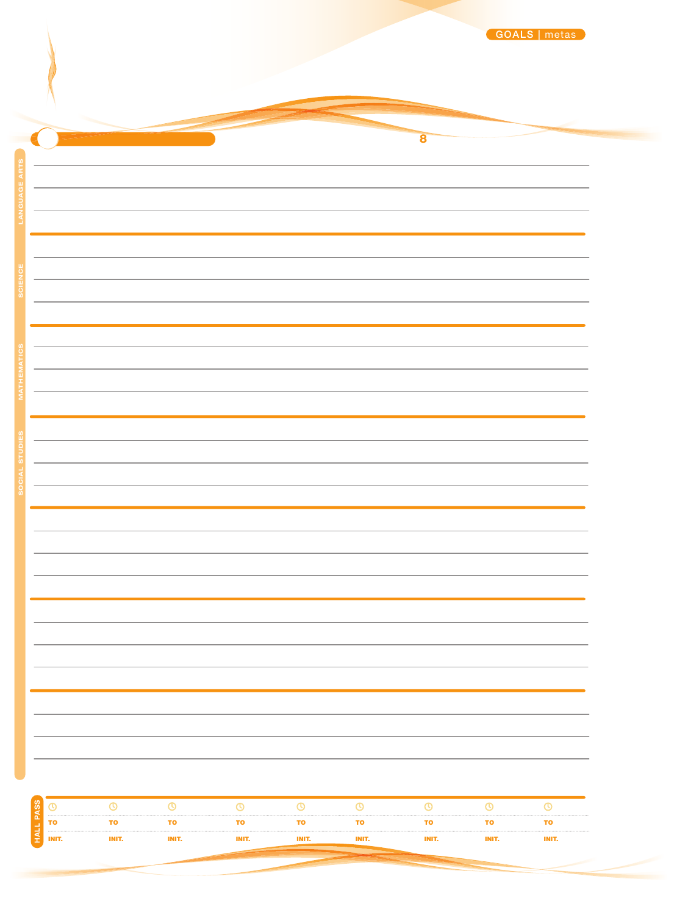GOALS | metas

8

LANGUAGE ARTS

SCIENCE

MATHEMATICS

SOCIAL STUDIES

HALL PASS

| | | | | | | | | |
|---|---|---|---|---|---|---|---|---|
| TO | TO | TO | TO | TO | TO | TO | TO | TO |
| INIT. | INIT. | INIT. | INIT. | INIT. | INIT. | INIT. | INIT. | INIT. |